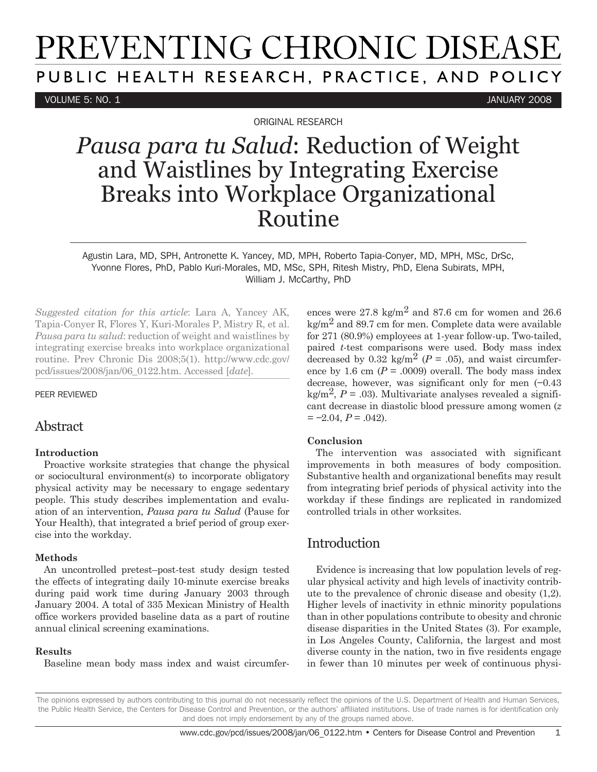ORIGINAL RESEARCH

# *Pausa para tu Salud*: Reduction of Weight and Waistlines by Integrating Exercise Breaks into Workplace Organizational Routine

Agustin Lara, MD, SPH, Antronette K. Yancey, MD, MPH, Roberto Tapia-Conyer, MD, MPH, MSc, DrSc, Yvonne Flores, PhD, Pablo Kuri-Morales, MD, MSc, SPH, Ritesh Mistry, PhD, Elena Subirats, MPH, William J. McCarthy, PhD

*Suggested citation for this article*: Lara A, Yancey AK, Tapia-Conyer R, Flores Y, Kuri-Morales P, Mistry R, et al. *Pausa para tu salud*: reduction of weight and waistlines by integrating exercise breaks into workplace organizational routine. Prev Chronic Dis 2008;5(1). http://www.cdc.gov/pcd/issues/2008/jan/06_0122.htm. Accessed [*date*].

PEER REVIEWED

## Abstract

### Introduction

Proactive worksite strategies that change the physical or sociocultural environment(s) to incorporate obligatory physical activity may be necessary to engage sedentary people. This study describes implementation and evaluation of an intervention, *Pausa para tu Salud* (Pause for Your Health), that integrated a brief period of group exercise into the workday.

### Methods

An uncontrolled pretest–post-test study design tested the effects of integrating daily 10-minute exercise breaks during paid work time during January 2003 through January 2004. A total of 335 Mexican Ministry of Health office workers provided baseline data as a part of routine annual clinical screening examinations.

### Results

Baseline mean body mass index and waist circumferences were 27.8 kg/m$^2$ and 87.6 cm for women and 26.6 kg/m$^2$ and 89.7 cm for men. Complete data were available for 271 (80.9%) employees at 1-year follow-up. Two-tailed, paired *t*-test comparisons were used. Body mass index decreased by 0.32 kg/m$^2$ ($P$ = .05), and waist circumference by 1.6 cm ($P$ = .0009) overall. The body mass index decrease, however, was significant only for men (−0.43 kg/m$^2$, $P$ = .03). Multivariate analyses revealed a significant decrease in diastolic blood pressure among women ($z$ = −2.04, $P$ = .042).

### Conclusion

The intervention was associated with significant improvements in both measures of body composition. Substantive health and organizational benefits may result from integrating brief periods of physical activity into the workday if these findings are replicated in randomized controlled trials in other worksites.

## Introduction

Evidence is increasing that low population levels of regular physical activity and high levels of inactivity contribute to the prevalence of chronic disease and obesity (1,2). Higher levels of inactivity in ethnic minority populations than in other populations contribute to obesity and chronic disease disparities in the United States (3). For example, in Los Angeles County, California, the largest and most diverse county in the nation, two in five residents engage in fewer than 10 minutes per week of continuous physi-

The opinions expressed by authors contributing to this journal do not necessarily reflect the opinions of the U.S. Department of Health and Human Services, the Public Health Service, the Centers for Disease Control and Prevention, or the authors' affiliated institutions. Use of trade names is for identification only and does not imply endorsement by any of the groups named above.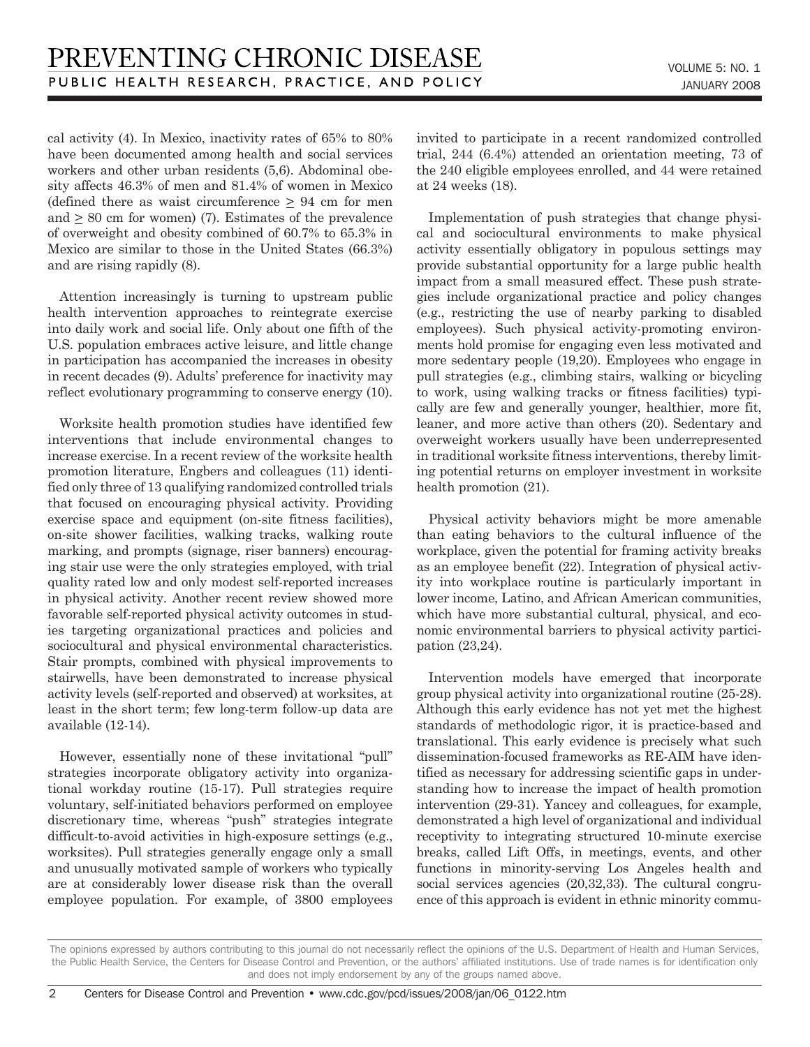cal activity (4). In Mexico, inactivity rates of 65% to 80% have been documented among health and social services workers and other urban residents (5,6). Abdominal obesity affects 46.3% of men and 81.4% of women in Mexico (defined there as waist circumference ≥ 94 cm for men and ≥ 80 cm for women) (7). Estimates of the prevalence of overweight and obesity combined of 60.7% to 65.3% in Mexico are similar to those in the United States (66.3%) and are rising rapidly (8).

Attention increasingly is turning to upstream public health intervention approaches to reintegrate exercise into daily work and social life. Only about one fifth of the U.S. population embraces active leisure, and little change in participation has accompanied the increases in obesity in recent decades (9). Adults' preference for inactivity may reflect evolutionary programming to conserve energy (10).

Worksite health promotion studies have identified few interventions that include environmental changes to increase exercise. In a recent review of the worksite health promotion literature, Engbers and colleagues (11) identified only three of 13 qualifying randomized controlled trials that focused on encouraging physical activity. Providing exercise space and equipment (on-site fitness facilities), on-site shower facilities, walking tracks, walking route marking, and prompts (signage, riser banners) encouraging stair use were the only strategies employed, with trial quality rated low and only modest self-reported increases in physical activity. Another recent review showed more favorable self-reported physical activity outcomes in studies targeting organizational practices and policies and sociocultural and physical environmental characteristics. Stair prompts, combined with physical improvements to stairwells, have been demonstrated to increase physical activity levels (self-reported and observed) at worksites, at least in the short term; few long-term follow-up data are available (12-14).

However, essentially none of these invitational "pull" strategies incorporate obligatory activity into organizational workday routine (15-17). Pull strategies require voluntary, self-initiated behaviors performed on employee discretionary time, whereas "push" strategies integrate difficult-to-avoid activities in high-exposure settings (e.g., worksites). Pull strategies generally engage only a small and unusually motivated sample of workers who typically are at considerably lower disease risk than the overall employee population. For example, of 3800 employees invited to participate in a recent randomized controlled trial, 244 (6.4%) attended an orientation meeting, 73 of the 240 eligible employees enrolled, and 44 were retained at 24 weeks (18).

Implementation of push strategies that change physical and sociocultural environments to make physical activity essentially obligatory in populous settings may provide substantial opportunity for a large public health impact from a small measured effect. These push strategies include organizational practice and policy changes (e.g., restricting the use of nearby parking to disabled employees). Such physical activity-promoting environments hold promise for engaging even less motivated and more sedentary people (19,20). Employees who engage in pull strategies (e.g., climbing stairs, walking or bicycling to work, using walking tracks or fitness facilities) typically are few and generally younger, healthier, more fit, leaner, and more active than others (20). Sedentary and overweight workers usually have been underrepresented in traditional worksite fitness interventions, thereby limiting potential returns on employer investment in worksite health promotion (21).

Physical activity behaviors might be more amenable than eating behaviors to the cultural influence of the workplace, given the potential for framing activity breaks as an employee benefit (22). Integration of physical activity into workplace routine is particularly important in lower income, Latino, and African American communities, which have more substantial cultural, physical, and economic environmental barriers to physical activity participation (23,24).

Intervention models have emerged that incorporate group physical activity into organizational routine (25-28). Although this early evidence has not yet met the highest standards of methodologic rigor, it is practice-based and translational. This early evidence is precisely what such dissemination-focused frameworks as RE-AIM have identified as necessary for addressing scientific gaps in understanding how to increase the impact of health promotion intervention (29-31). Yancey and colleagues, for example, demonstrated a high level of organizational and individual receptivity to integrating structured 10-minute exercise breaks, called Lift Offs, in meetings, events, and other functions in minority-serving Los Angeles health and social services agencies (20,32,33). The cultural congruence of this approach is evident in ethnic minority commu-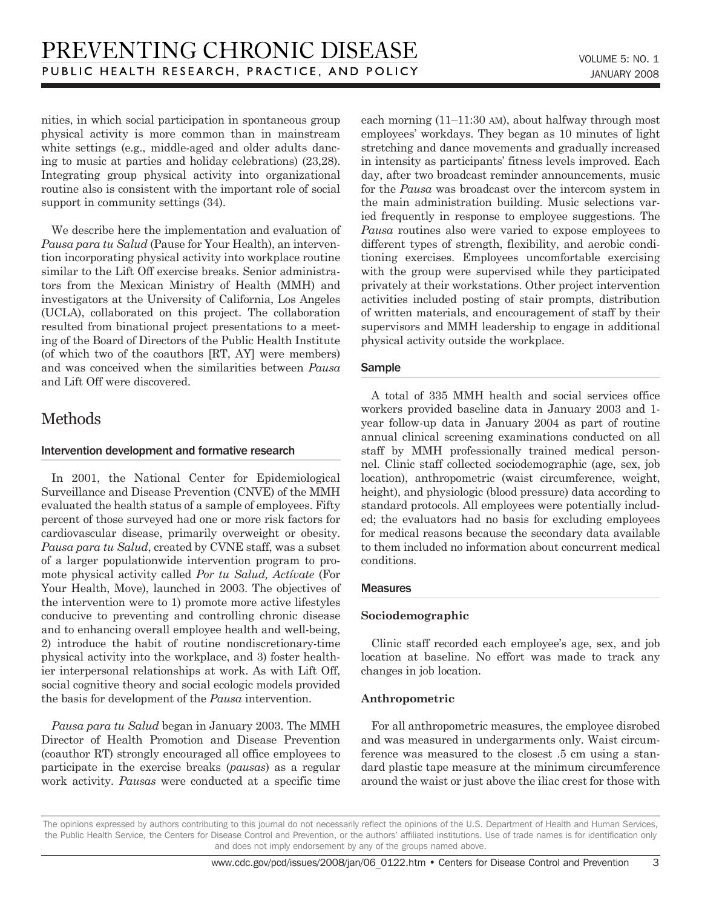nities, in which social participation in spontaneous group physical activity is more common than in mainstream white settings (e.g., middle-aged and older adults dancing to music at parties and holiday celebrations) (23,28). Integrating group physical activity into organizational routine also is consistent with the important role of social support in community settings (34).

We describe here the implementation and evaluation of *Pausa para tu Salud* (Pause for Your Health), an intervention incorporating physical activity into workplace routine similar to the Lift Off exercise breaks. Senior administrators from the Mexican Ministry of Health (MMH) and investigators at the University of California, Los Angeles (UCLA), collaborated on this project. The collaboration resulted from binational project presentations to a meeting of the Board of Directors of the Public Health Institute (of which two of the coauthors [RT, AY] were members) and was conceived when the similarities between *Pausa* and Lift Off were discovered.

# Methods

## Intervention development and formative research

In 2001, the National Center for Epidemiological Surveillance and Disease Prevention (CNVE) of the MMH evaluated the health status of a sample of employees. Fifty percent of those surveyed had one or more risk factors for cardiovascular disease, primarily overweight or obesity. *Pausa para tu Salud*, created by CVNE staff, was a subset of a larger populationwide intervention program to promote physical activity called *Por tu Salud, Actívate* (For Your Health, Move), launched in 2003. The objectives of the intervention were to 1) promote more active lifestyles conducive to preventing and controlling chronic disease and to enhancing overall employee health and well-being, 2) introduce the habit of routine nondiscretionary-time physical activity into the workplace, and 3) foster healthier interpersonal relationships at work. As with Lift Off, social cognitive theory and social ecologic models provided the basis for development of the *Pausa* intervention.

*Pausa para tu Salud* began in January 2003. The MMH Director of Health Promotion and Disease Prevention (coauthor RT) strongly encouraged all office employees to participate in the exercise breaks (*pausas*) as a regular work activity. *Pausas* were conducted at a specific time each morning (11–11:30 AM), about halfway through most employees' workdays. They began as 10 minutes of light stretching and dance movements and gradually increased in intensity as participants' fitness levels improved. Each day, after two broadcast reminder announcements, music for the *Pausa* was broadcast over the intercom system in the main administration building. Music selections varied frequently in response to employee suggestions. The *Pausa* routines also were varied to expose employees to different types of strength, flexibility, and aerobic conditioning exercises. Employees uncomfortable exercising with the group were supervised while they participated privately at their workstations. Other project intervention activities included posting of stair prompts, distribution of written materials, and encouragement of staff by their supervisors and MMH leadership to engage in additional physical activity outside the workplace.

## Sample

A total of 335 MMH health and social services office workers provided baseline data in January 2003 and 1-year follow-up data in January 2004 as part of routine annual clinical screening examinations conducted on all staff by MMH professionally trained medical personnel. Clinic staff collected sociodemographic (age, sex, job location), anthropometric (waist circumference, weight, height), and physiologic (blood pressure) data according to standard protocols. All employees were potentially included; the evaluators had no basis for excluding employees for medical reasons because the secondary data available to them included no information about concurrent medical conditions.

## Measures

### Sociodemographic

Clinic staff recorded each employee's age, sex, and job location at baseline. No effort was made to track any changes in job location.

### Anthropometric

For all anthropometric measures, the employee disrobed and was measured in undergarments only. Waist circumference was measured to the closest .5 cm using a standard plastic tape measure at the minimum circumference around the waist or just above the iliac crest for those with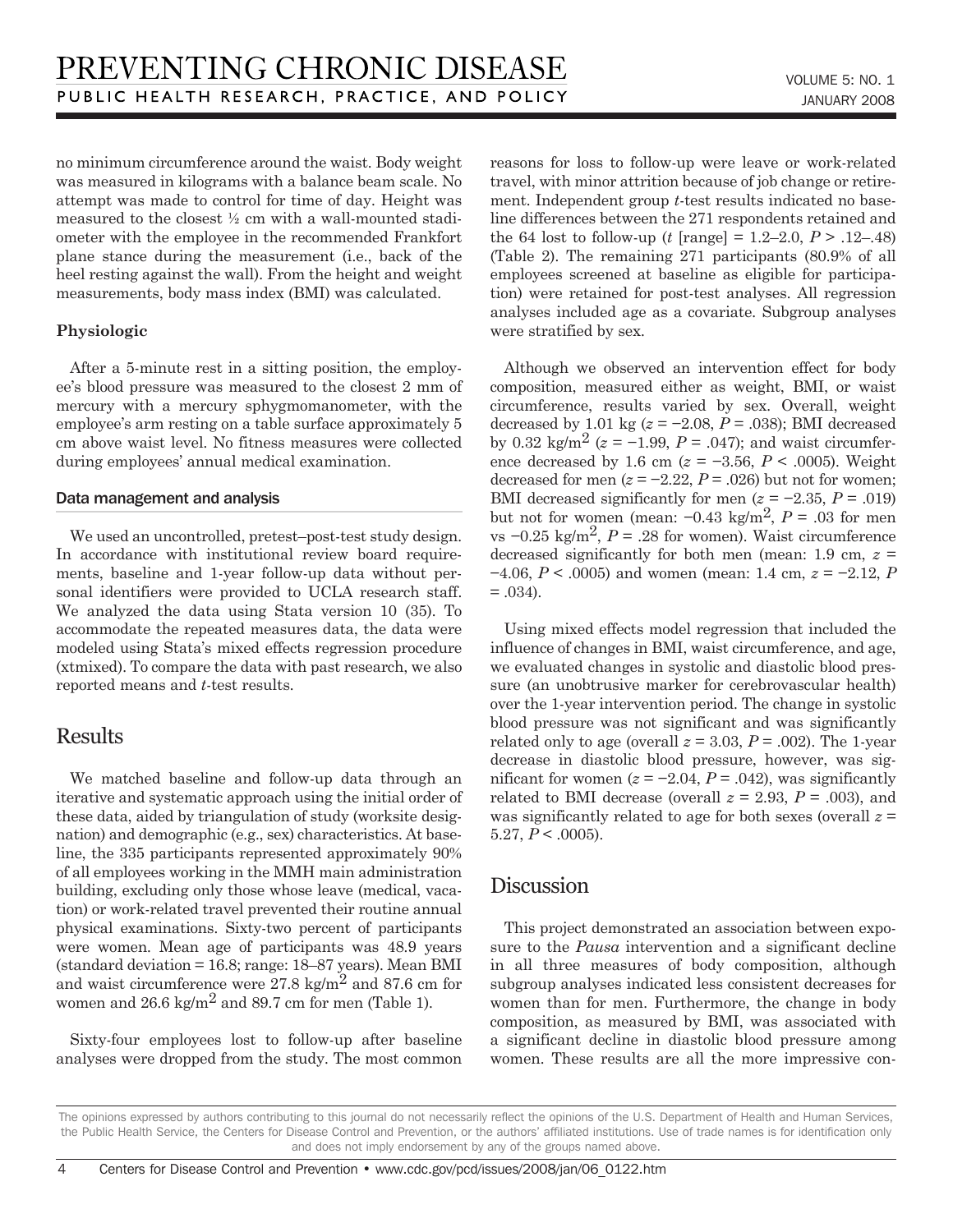no minimum circumference around the waist. Body weight was measured in kilograms with a balance beam scale. No attempt was made to control for time of day. Height was measured to the closest ½ cm with a wall-mounted stadiometer with the employee in the recommended Frankfort plane stance during the measurement (i.e., back of the heel resting against the wall). From the height and weight measurements, body mass index (BMI) was calculated.

### Physiologic

After a 5-minute rest in a sitting position, the employee's blood pressure was measured to the closest 2 mm of mercury with a mercury sphygmomanometer, with the employee's arm resting on a table surface approximately 5 cm above waist level. No fitness measures were collected during employees' annual medical examination.

### Data management and analysis

We used an uncontrolled, pretest–post-test study design. In accordance with institutional review board requirements, baseline and 1-year follow-up data without personal identifiers were provided to UCLA research staff. We analyzed the data using Stata version 10 (35). To accommodate the repeated measures data, the data were modeled using Stata's mixed effects regression procedure (xtmixed). To compare the data with past research, we also reported means and *t*-test results.

## Results

We matched baseline and follow-up data through an iterative and systematic approach using the initial order of these data, aided by triangulation of study (worksite designation) and demographic (e.g., sex) characteristics. At baseline, the 335 participants represented approximately 90% of all employees working in the MMH main administration building, excluding only those whose leave (medical, vacation) or work-related travel prevented their routine annual physical examinations. Sixty-two percent of participants were women. Mean age of participants was 48.9 years (standard deviation = 16.8; range: 18–87 years). Mean BMI and waist circumference were 27.8 kg/m$^2$ and 87.6 cm for women and 26.6 kg/m$^2$ and 89.7 cm for men (Table 1).

Sixty-four employees lost to follow-up after baseline analyses were dropped from the study. The most common reasons for loss to follow-up were leave or work-related travel, with minor attrition because of job change or retirement. Independent group *t*-test results indicated no baseline differences between the 271 respondents retained and the 64 lost to follow-up ($t$ [range] = 1.2–2.0, $P$ > .12–.48) (Table 2). The remaining 271 participants (80.9% of all employees screened at baseline as eligible for participation) were retained for post-test analyses. All regression analyses included age as a covariate. Subgroup analyses were stratified by sex.

Although we observed an intervention effect for body composition, measured either as weight, BMI, or waist circumference, results varied by sex. Overall, weight decreased by 1.01 kg ($z = -2.08$, $P = .038$); BMI decreased by 0.32 kg/m$^2$ ($z = -1.99$, $P = .047$); and waist circumference decreased by 1.6 cm ($z = -3.56$, $P < .0005$). Weight decreased for men ($z = -2.22$, $P = .026$) but not for women; BMI decreased significantly for men ($z = -2.35$, $P = .019$) but not for women (mean: −0.43 kg/m$^2$, $P = .03$ for men vs −0.25 kg/m$^2$, $P = .28$ for women). Waist circumference decreased significantly for both men (mean: 1.9 cm, $z = -4.06$, $P < .0005$) and women (mean: 1.4 cm, $z = -2.12$, $P = .034$).

Using mixed effects model regression that included the influence of changes in BMI, waist circumference, and age, we evaluated changes in systolic and diastolic blood pressure (an unobtrusive marker for cerebrovascular health) over the 1-year intervention period. The change in systolic blood pressure was not significant and was significantly related only to age (overall $z = 3.03$, $P = .002$). The 1-year decrease in diastolic blood pressure, however, was significant for women ($z = -2.04$, $P = .042$), was significantly related to BMI decrease (overall $z = 2.93$, $P = .003$), and was significantly related to age for both sexes (overall $z = 5.27$, $P < .0005$).

## Discussion

This project demonstrated an association between exposure to the *Pausa* intervention and a significant decline in all three measures of body composition, although subgroup analyses indicated less consistent decreases for women than for men. Furthermore, the change in body composition, as measured by BMI, was associated with a significant decline in diastolic blood pressure among women. These results are all the more impressive con-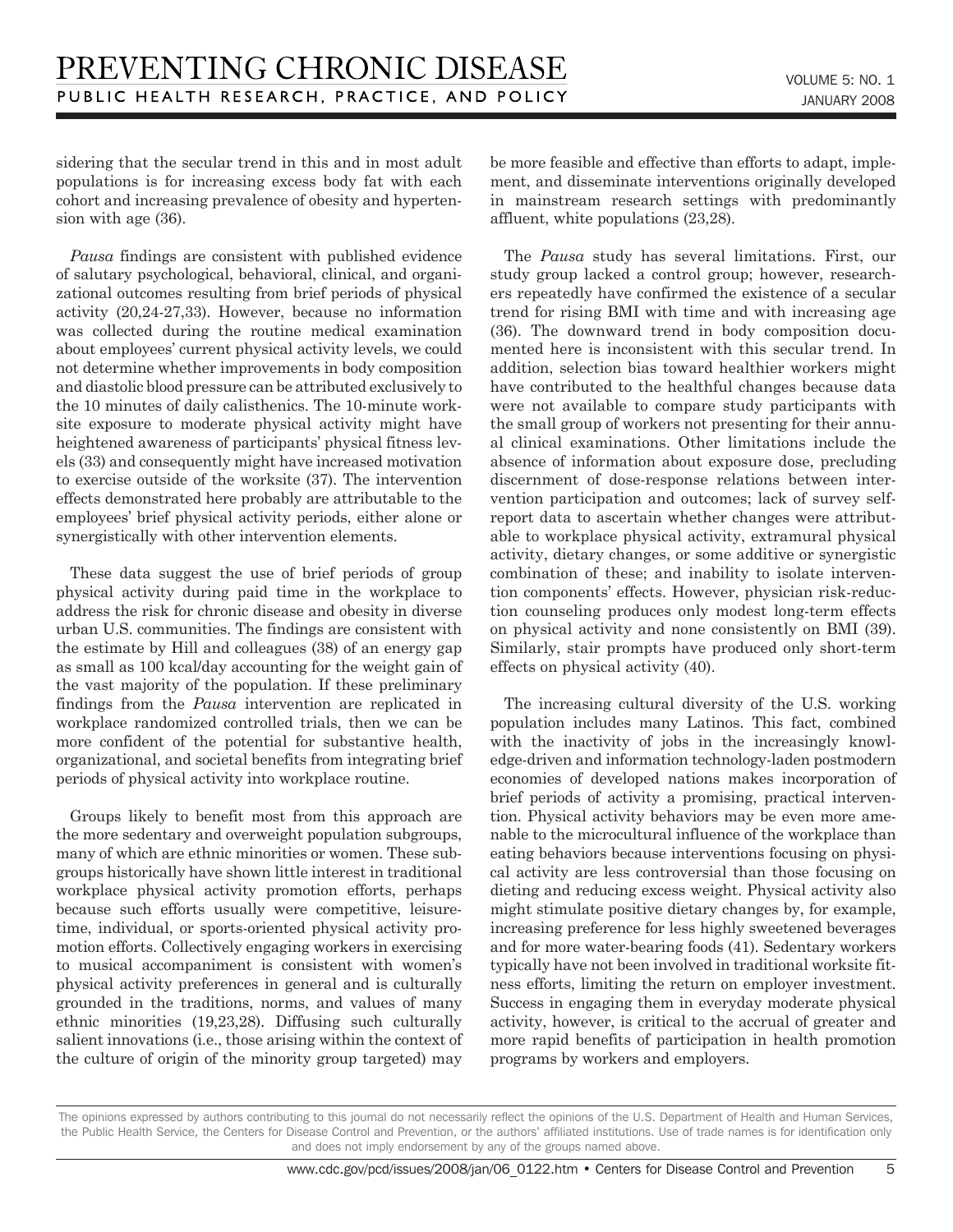sidering that the secular trend in this and in most adult populations is for increasing excess body fat with each cohort and increasing prevalence of obesity and hypertension with age (36).

*Pausa* findings are consistent with published evidence of salutary psychological, behavioral, clinical, and organizational outcomes resulting from brief periods of physical activity (20,24-27,33). However, because no information was collected during the routine medical examination about employees' current physical activity levels, we could not determine whether improvements in body composition and diastolic blood pressure can be attributed exclusively to the 10 minutes of daily calisthenics. The 10-minute worksite exposure to moderate physical activity might have heightened awareness of participants' physical fitness levels (33) and consequently might have increased motivation to exercise outside of the worksite (37). The intervention effects demonstrated here probably are attributable to the employees' brief physical activity periods, either alone or synergistically with other intervention elements.

These data suggest the use of brief periods of group physical activity during paid time in the workplace to address the risk for chronic disease and obesity in diverse urban U.S. communities. The findings are consistent with the estimate by Hill and colleagues (38) of an energy gap as small as 100 kcal/day accounting for the weight gain of the vast majority of the population. If these preliminary findings from the *Pausa* intervention are replicated in workplace randomized controlled trials, then we can be more confident of the potential for substantive health, organizational, and societal benefits from integrating brief periods of physical activity into workplace routine.

Groups likely to benefit most from this approach are the more sedentary and overweight population subgroups, many of which are ethnic minorities or women. These subgroups historically have shown little interest in traditional workplace physical activity promotion efforts, perhaps because such efforts usually were competitive, leisure-time, individual, or sports-oriented physical activity promotion efforts. Collectively engaging workers in exercising to musical accompaniment is consistent with women's physical activity preferences in general and is culturally grounded in the traditions, norms, and values of many ethnic minorities (19,23,28). Diffusing such culturally salient innovations (i.e., those arising within the context of the culture of origin of the minority group targeted) may be more feasible and effective than efforts to adapt, implement, and disseminate interventions originally developed in mainstream research settings with predominantly affluent, white populations (23,28).

The *Pausa* study has several limitations. First, our study group lacked a control group; however, researchers repeatedly have confirmed the existence of a secular trend for rising BMI with time and with increasing age (36). The downward trend in body composition documented here is inconsistent with this secular trend. In addition, selection bias toward healthier workers might have contributed to the healthful changes because data were not available to compare study participants with the small group of workers not presenting for their annual clinical examinations. Other limitations include the absence of information about exposure dose, precluding discernment of dose-response relations between intervention participation and outcomes; lack of survey self-report data to ascertain whether changes were attributable to workplace physical activity, extramural physical activity, dietary changes, or some additive or synergistic combination of these; and inability to isolate intervention components' effects. However, physician risk-reduction counseling produces only modest long-term effects on physical activity and none consistently on BMI (39). Similarly, stair prompts have produced only short-term effects on physical activity (40).

The increasing cultural diversity of the U.S. working population includes many Latinos. This fact, combined with the inactivity of jobs in the increasingly knowledge-driven and information technology-laden postmodern economies of developed nations makes incorporation of brief periods of activity a promising, practical intervention. Physical activity behaviors may be even more amenable to the microcultural influence of the workplace than eating behaviors because interventions focusing on physical activity are less controversial than those focusing on dieting and reducing excess weight. Physical activity also might stimulate positive dietary changes by, for example, increasing preference for less highly sweetened beverages and for more water-bearing foods (41). Sedentary workers typically have not been involved in traditional worksite fitness efforts, limiting the return on employer investment. Success in engaging them in everyday moderate physical activity, however, is critical to the accrual of greater and more rapid benefits of participation in health promotion programs by workers and employers.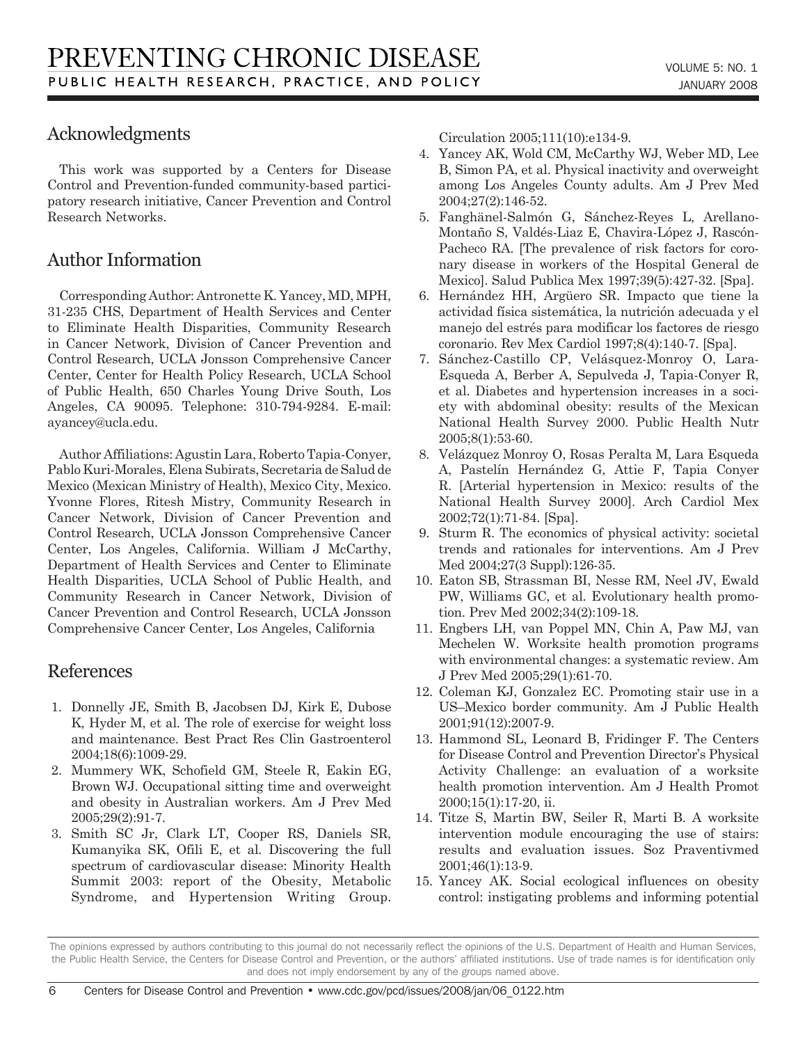## Acknowledgments

This work was supported by a Centers for Disease Control and Prevention-funded community-based participatory research initiative, Cancer Prevention and Control Research Networks.

## Author Information

Corresponding Author: Antronette K. Yancey, MD, MPH, 31-235 CHS, Department of Health Services and Center to Eliminate Health Disparities, Community Research in Cancer Network, Division of Cancer Prevention and Control Research, UCLA Jonsson Comprehensive Cancer Center, Center for Health Policy Research, UCLA School of Public Health, 650 Charles Young Drive South, Los Angeles, CA 90095. Telephone: 310-794-9284. E-mail: ayancey@ucla.edu.

Author Affiliations: Agustin Lara, Roberto Tapia-Conyer, Pablo Kuri-Morales, Elena Subirats, Secretaria de Salud de Mexico (Mexican Ministry of Health), Mexico City, Mexico. Yvonne Flores, Ritesh Mistry, Community Research in Cancer Network, Division of Cancer Prevention and Control Research, UCLA Jonsson Comprehensive Cancer Center, Los Angeles, California. William J McCarthy, Department of Health Services and Center to Eliminate Health Disparities, UCLA School of Public Health, and Community Research in Cancer Network, Division of Cancer Prevention and Control Research, UCLA Jonsson Comprehensive Cancer Center, Los Angeles, California

## References

1. Donnelly JE, Smith B, Jacobsen DJ, Kirk E, Dubose K, Hyder M, et al. The role of exercise for weight loss and maintenance. Best Pract Res Clin Gastroenterol 2004;18(6):1009-29.
2. Mummery WK, Schofield GM, Steele R, Eakin EG, Brown WJ. Occupational sitting time and overweight and obesity in Australian workers. Am J Prev Med 2005;29(2):91-7.
3. Smith SC Jr, Clark LT, Cooper RS, Daniels SR, Kumanyika SK, Ofili E, et al. Discovering the full spectrum of cardiovascular disease: Minority Health Summit 2003: report of the Obesity, Metabolic Syndrome, and Hypertension Writing Group. Circulation 2005;111(10):e134-9.
4. Yancey AK, Wold CM, McCarthy WJ, Weber MD, Lee B, Simon PA, et al. Physical inactivity and overweight among Los Angeles County adults. Am J Prev Med 2004;27(2):146-52.
5. Fanghänel-Salmón G, Sánchez-Reyes L, Arellano-Montaño S, Valdés-Liaz E, Chavira-López J, Rascón-Pacheco RA. [The prevalence of risk factors for coronary disease in workers of the Hospital General de Mexico]. Salud Publica Mex 1997;39(5):427-32. [Spa].
6. Hernández HH, Argüero SR. Impacto que tiene la actividad física sistemática, la nutrición adecuada y el manejo del estrés para modificar los factores de riesgo coronario. Rev Mex Cardiol 1997;8(4):140-7. [Spa].
7. Sánchez-Castillo CP, Velásquez-Monroy O, Lara-Esqueda A, Berber A, Sepulveda J, Tapia-Conyer R, et al. Diabetes and hypertension increases in a society with abdominal obesity: results of the Mexican National Health Survey 2000. Public Health Nutr 2005;8(1):53-60.
8. Velázquez Monroy O, Rosas Peralta M, Lara Esqueda A, Pastelín Hernández G, Attie F, Tapia Conyer R. [Arterial hypertension in Mexico: results of the National Health Survey 2000]. Arch Cardiol Mex 2002;72(1):71-84. [Spa].
9. Sturm R. The economics of physical activity: societal trends and rationales for interventions. Am J Prev Med 2004;27(3 Suppl):126-35.
10. Eaton SB, Strassman BI, Nesse RM, Neel JV, Ewald PW, Williams GC, et al. Evolutionary health promotion. Prev Med 2002;34(2):109-18.
11. Engbers LH, van Poppel MN, Chin A, Paw MJ, van Mechelen W. Worksite health promotion programs with environmental changes: a systematic review. Am J Prev Med 2005;29(1):61-70.
12. Coleman KJ, Gonzalez EC. Promoting stair use in a US–Mexico border community. Am J Public Health 2001;91(12):2007-9.
13. Hammond SL, Leonard B, Fridinger F. The Centers for Disease Control and Prevention Director's Physical Activity Challenge: an evaluation of a worksite health promotion intervention. Am J Health Promot 2000;15(1):17-20, ii.
14. Titze S, Martin BW, Seiler R, Marti B. A worksite intervention module encouraging the use of stairs: results and evaluation issues. Soz Praventivmed 2001;46(1):13-9.
15. Yancey AK. Social ecological influences on obesity control: instigating problems and informing potential

The opinions expressed by authors contributing to this journal do not necessarily reflect the opinions of the U.S. Department of Health and Human Services, the Public Health Service, the Centers for Disease Control and Prevention, or the authors' affiliated institutions. Use of trade names is for identification only and does not imply endorsement by any of the groups named above.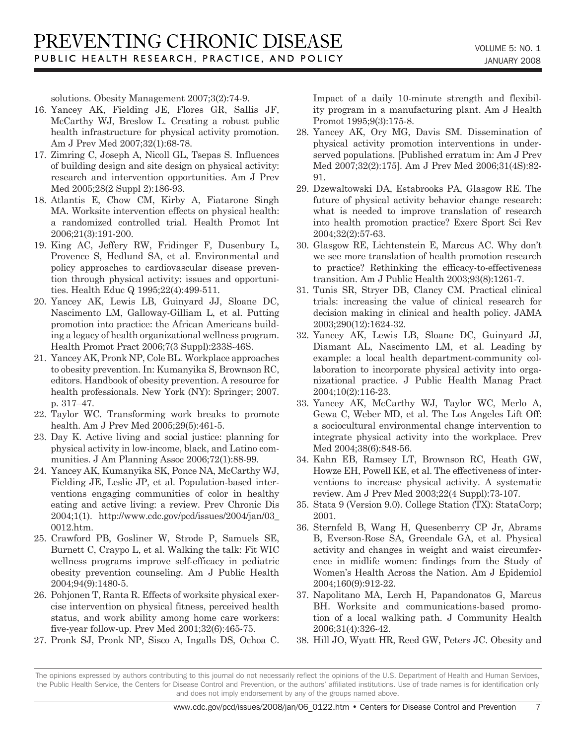solutions. Obesity Management 2007;3(2):74-9.

16. Yancey AK, Fielding JE, Flores GR, Sallis JF, McCarthy WJ, Breslow L. Creating a robust public health infrastructure for physical activity promotion. Am J Prev Med 2007;32(1):68-78.
17. Zimring C, Joseph A, Nicoll GL, Tsepas S. Influences of building design and site design on physical activity: research and intervention opportunities. Am J Prev Med 2005;28(2 Suppl 2):186-93.
18. Atlantis E, Chow CM, Kirby A, Fiatarone Singh MA. Worksite intervention effects on physical health: a randomized controlled trial. Health Promot Int 2006;21(3):191-200.
19. King AC, Jeffery RW, Fridinger F, Dusenbury L, Provence S, Hedlund SA, et al. Environmental and policy approaches to cardiovascular disease prevention through physical activity: issues and opportunities. Health Educ Q 1995;22(4):499-511.
20. Yancey AK, Lewis LB, Guinyard JJ, Sloane DC, Nascimento LM, Galloway-Gilliam L, et al. Putting promotion into practice: the African Americans building a legacy of health organizational wellness program. Health Promot Pract 2006;7(3 Suppl):233S-46S.
21. Yancey AK, Pronk NP, Cole BL. Workplace approaches to obesity prevention. In: Kumanyika S, Brownson RC, editors. Handbook of obesity prevention. A resource for health professionals. New York (NY): Springer; 2007. p. 317–47.
22. Taylor WC. Transforming work breaks to promote health. Am J Prev Med 2005;29(5):461-5.
23. Day K. Active living and social justice: planning for physical activity in low-income, black, and Latino communities. J Am Planning Assoc 2006;72(1):88-99.
24. Yancey AK, Kumanyika SK, Ponce NA, McCarthy WJ, Fielding JE, Leslie JP, et al. Population-based interventions engaging communities of color in healthy eating and active living: a review. Prev Chronic Dis 2004;1(1). http://www.cdc.gov/pcd/issues/2004/jan/03_0012.htm.
25. Crawford PB, Gosliner W, Strode P, Samuels SE, Burnett C, Craypo L, et al. Walking the talk: Fit WIC wellness programs improve self-efficacy in pediatric obesity prevention counseling. Am J Public Health 2004;94(9):1480-5.
26. Pohjonen T, Ranta R. Effects of worksite physical exercise intervention on physical fitness, perceived health status, and work ability among home care workers: five-year follow-up. Prev Med 2001;32(6):465-75.
27. Pronk SJ, Pronk NP, Sisco A, Ingalls DS, Ochoa C. Impact of a daily 10-minute strength and flexibility program in a manufacturing plant. Am J Health Promot 1995;9(3):175-8.
28. Yancey AK, Ory MG, Davis SM. Dissemination of physical activity promotion interventions in underserved populations. [Published erratum in: Am J Prev Med 2007;32(2):175]. Am J Prev Med 2006;31(4S):82-91.
29. Dzewaltowski DA, Estabrooks PA, Glasgow RE. The future of physical activity behavior change research: what is needed to improve translation of research into health promotion practice? Exerc Sport Sci Rev 2004;32(2):57-63.
30. Glasgow RE, Lichtenstein E, Marcus AC. Why don't we see more translation of health promotion research to practice? Rethinking the efficacy-to-effectiveness transition. Am J Public Health 2003;93(8):1261-7.
31. Tunis SR, Stryer DB, Clancy CM. Practical clinical trials: increasing the value of clinical research for decision making in clinical and health policy. JAMA 2003;290(12):1624-32.
32. Yancey AK, Lewis LB, Sloane DC, Guinyard JJ, Diamant AL, Nascimento LM, et al. Leading by example: a local health department-community collaboration to incorporate physical activity into organizational practice. J Public Health Manag Pract 2004;10(2):116-23.
33. Yancey AK, McCarthy WJ, Taylor WC, Merlo A, Gewa C, Weber MD, et al. The Los Angeles Lift Off: a sociocultural environmental change intervention to integrate physical activity into the workplace. Prev Med 2004;38(6):848-56.
34. Kahn EB, Ramsey LT, Brownson RC, Heath GW, Howze EH, Powell KE, et al. The effectiveness of interventions to increase physical activity. A systematic review. Am J Prev Med 2003;22(4 Suppl):73-107.
35. Stata 9 (Version 9.0). College Station (TX): StataCorp; 2001.
36. Sternfeld B, Wang H, Quesenberry CP Jr, Abrams B, Everson-Rose SA, Greendale GA, et al. Physical activity and changes in weight and waist circumference in midlife women: findings from the Study of Women's Health Across the Nation. Am J Epidemiol 2004;160(9):912-22.
37. Napolitano MA, Lerch H, Papandonatos G, Marcus BH. Worksite and communications-based promotion of a local walking path. J Community Health 2006;31(4):326-42.
38. Hill JO, Wyatt HR, Reed GW, Peters JC. Obesity and

The opinions expressed by authors contributing to this journal do not necessarily reflect the opinions of the U.S. Department of Health and Human Services, the Public Health Service, the Centers for Disease Control and Prevention, or the authors' affiliated institutions. Use of trade names is for identification only and does not imply endorsement by any of the groups named above.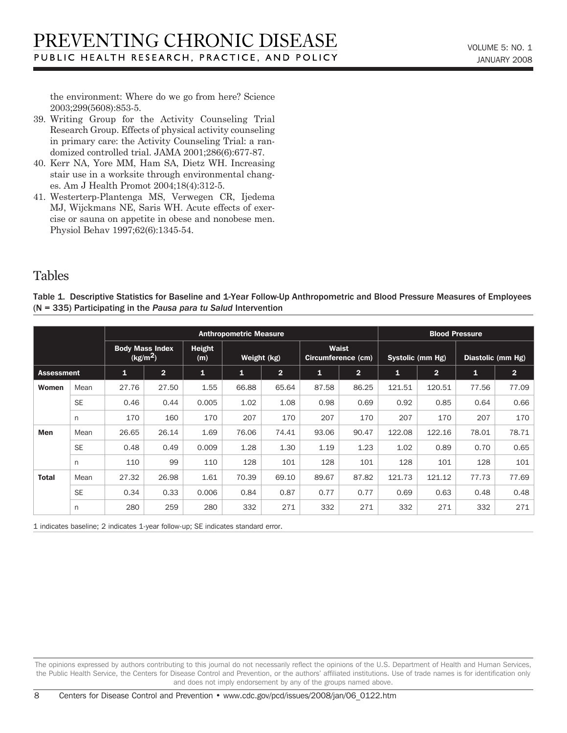the environment: Where do we go from here? Science 2003;299(5608):853-5.

39. Writing Group for the Activity Counseling Trial Research Group. Effects of physical activity counseling in primary care: the Activity Counseling Trial: a randomized controlled trial. JAMA 2001;286(6):677-87.
40. Kerr NA, Yore MM, Ham SA, Dietz WH. Increasing stair use in a worksite through environmental changes. Am J Health Promot 2004;18(4):312-5.
41. Westerterp-Plantenga MS, Verwegen CR, Ijedema MJ, Wijckmans NE, Saris WH. Acute effects of exercise or sauna on appetite in obese and nonobese men. Physiol Behav 1997;62(6):1345-54.

## Tables

**Table 1. Descriptive Statistics for Baseline and 1-Year Follow-Up Anthropometric and Blood Pressure Measures of Employees (N = 335) Participating in the *Pausa para tu Salud* Intervention**

| | | Anthropometric Measure | | | | | | | Blood Pressure | | | |
|---|---|---|---|---|---|---|---|---|---|---|---|---|
| | | Body Mass Index (kg/m$^2$) | | Height (m) | Weight (kg) | | Waist Circumference (cm) | | Systolic (mm Hg) | | Diastolic (mm Hg) | |
| **Assessment** | | **1** | **2** | **1** | **1** | **2** | **1** | **2** | **1** | **2** | **1** | **2** |
| **Women** | Mean | 27.76 | 27.50 | 1.55 | 66.88 | 65.64 | 87.58 | 86.25 | 121.51 | 120.51 | 77.56 | 77.09 |
| | SE | 0.46 | 0.44 | 0.005 | 1.02 | 1.08 | 0.98 | 0.69 | 0.92 | 0.85 | 0.64 | 0.66 |
| | n | 170 | 160 | 170 | 207 | 170 | 207 | 170 | 207 | 170 | 207 | 170 |
| **Men** | Mean | 26.65 | 26.14 | 1.69 | 76.06 | 74.41 | 93.06 | 90.47 | 122.08 | 122.16 | 78.01 | 78.71 |
| | SE | 0.48 | 0.49 | 0.009 | 1.28 | 1.30 | 1.19 | 1.23 | 1.02 | 0.89 | 0.70 | 0.65 |
| | n | 110 | 99 | 110 | 128 | 101 | 128 | 101 | 128 | 101 | 128 | 101 |
| **Total** | Mean | 27.32 | 26.98 | 1.61 | 70.39 | 69.10 | 89.67 | 87.82 | 121.73 | 121.12 | 77.73 | 77.69 |
| | SE | 0.34 | 0.33 | 0.006 | 0.84 | 0.87 | 0.77 | 0.77 | 0.69 | 0.63 | 0.48 | 0.48 |
| | n | 280 | 259 | 280 | 332 | 271 | 332 | 271 | 332 | 271 | 332 | 271 |

1 indicates baseline; 2 indicates 1-year follow-up; SE indicates standard error.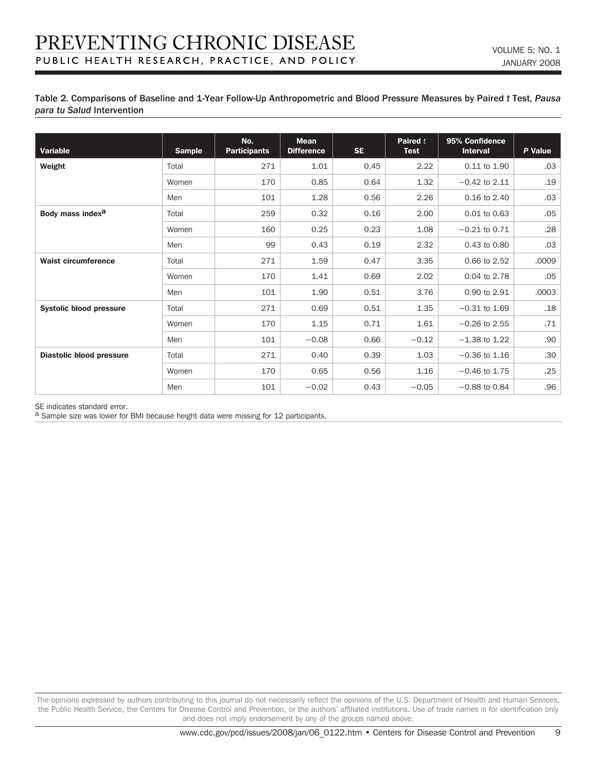**Table 2. Comparisons of Baseline and 1-Year Follow-Up Anthropometric and Blood Pressure Measures by Paired *t* Test, *Pausa para tu Salud* Intervention**

| Variable | Sample | No. Participants | Mean Difference | SE | Paired *t* Test | 95% Confidence Interval | *P* Value |
|---|---|---|---|---|---|---|---|
| **Weight** | Total | 271 | 1.01 | 0.45 | 2.22 | 0.11 to 1.90 | .03 |
| | Women | 170 | 0.85 | 0.64 | 1.32 | −0.42 to 2.11 | .19 |
| | Men | 101 | 1.28 | 0.56 | 2.26 | 0.16 to 2.40 | .03 |
| **Body mass index[a]** | Total | 259 | 0.32 | 0.16 | 2.00 | 0.01 to 0.63 | .05 |
| | Women | 160 | 0.25 | 0.23 | 1.08 | −0.21 to 0.71 | .28 |
| | Men | 99 | 0.43 | 0.19 | 2.32 | 0.43 to 0.80 | .03 |
| **Waist circumference** | Total | 271 | 1.59 | 0.47 | 3.35 | 0.66 to 2.52 | .0009 |
| | Women | 170 | 1.41 | 0.69 | 2.02 | 0.04 to 2.78 | .05 |
| | Men | 101 | 1.90 | 0.51 | 3.76 | 0.90 to 2.91 | .0003 |
| **Systolic blood pressure** | Total | 271 | 0.69 | 0.51 | 1.35 | −0.31 to 1.69 | .18 |
| | Women | 170 | 1.15 | 0.71 | 1.61 | −0.26 to 2.55 | .71 |
| | Men | 101 | −0.08 | 0.66 | −0.12 | −1.38 to 1.22 | .90 |
| **Diastolic blood pressure** | Total | 271 | 0.40 | 0.39 | 1.03 | −0.36 to 1.16 | .30 |
| | Women | 170 | 0.65 | 0.56 | 1.16 | −0.46 to 1.75 | .25 |
| | Men | 101 | −0.02 | 0.43 | −0.05 | −0.88 to 0.84 | .96 |

SE indicates standard error.
[a] Sample size was lower for BMI because height data were missing for 12 participants.

The opinions expressed by authors contributing to this journal do not necessarily reflect the opinions of the U.S. Department of Health and Human Services, the Public Health Service, the Centers for Disease Control and Prevention, or the authors' affiliated institutions. Use of trade names is for identification only and does not imply endorsement by any of the groups named above.